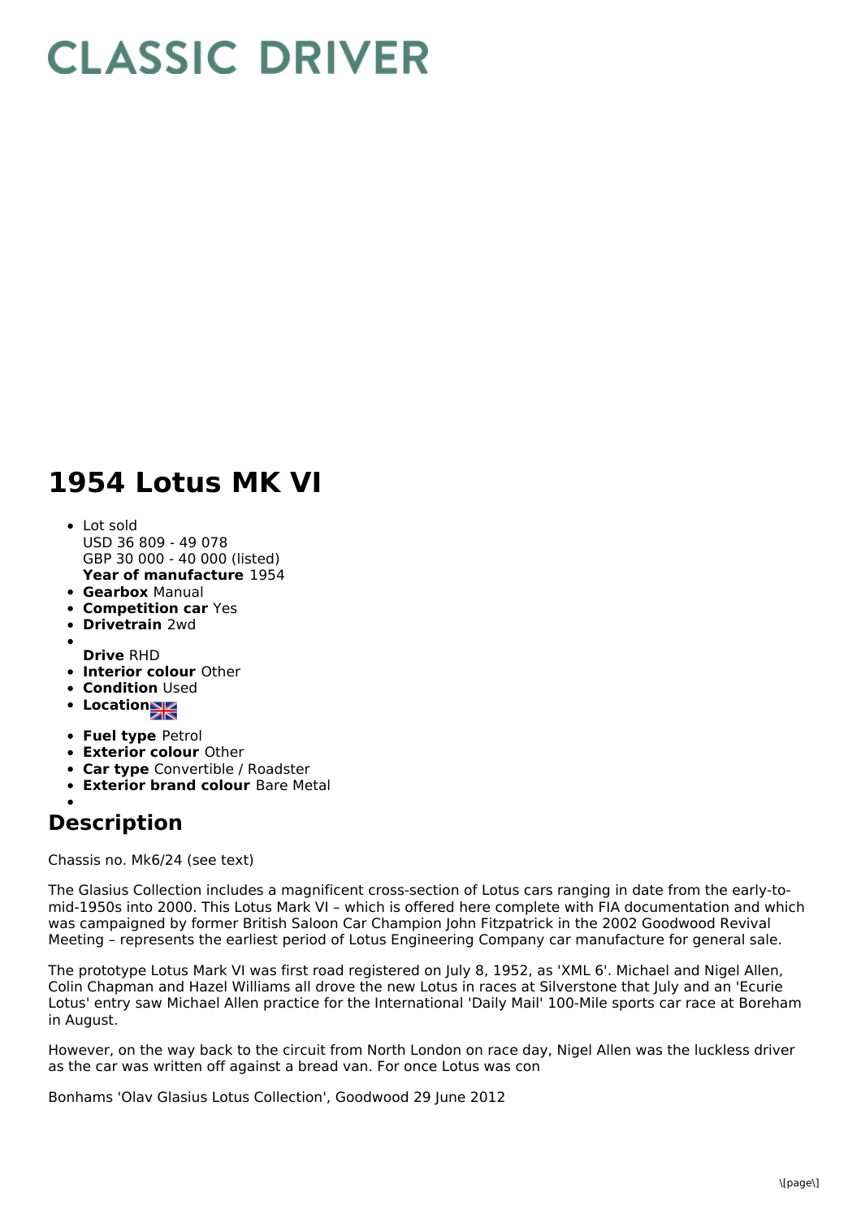# CLASSIC DRIVER

# 1954 Lotus MK VI

- Lot sold
  USD 36 809 - 49 078
  GBP 30 000 - 40 000 (listed)
  **Year of manufacture** 1954
- **Gearbox** Manual
- **Competition car** Yes
- **Drivetrain** 2wd
- **Drive** RHD
- **Interior colour** Other
- **Condition** Used
- **Location**
- **Fuel type** Petrol
- **Exterior colour** Other
- **Car type** Convertible / Roadster
- **Exterior brand colour** Bare Metal

## Description

Chassis no. Mk6/24 (see text)

The Glasius Collection includes a magnificent cross-section of Lotus cars ranging in date from the early-to-mid-1950s into 2000. This Lotus Mark VI – which is offered here complete with FIA documentation and which was campaigned by former British Saloon Car Champion John Fitzpatrick in the 2002 Goodwood Revival Meeting – represents the earliest period of Lotus Engineering Company car manufacture for general sale.

The prototype Lotus Mark VI was first road registered on July 8, 1952, as 'XML 6'. Michael and Nigel Allen, Colin Chapman and Hazel Williams all drove the new Lotus in races at Silverstone that July and an 'Ecurie Lotus' entry saw Michael Allen practice for the International 'Daily Mail' 100-Mile sports car race at Boreham in August.

However, on the way back to the circuit from North London on race day, Nigel Allen was the luckless driver as the car was written off against a bread van. For once Lotus was con

Bonhams 'Olav Glasius Lotus Collection', Goodwood 29 June 2012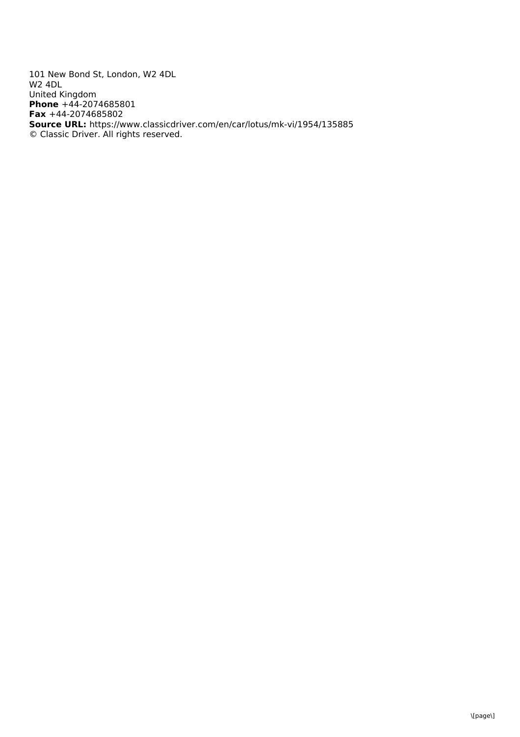101 New Bond St, London, W2 4DL  
W2 4DL  
United Kingdom  
**Phone** +44-2074685801  
**Fax** +44-2074685802  
**Source URL:** https://www.classicdriver.com/en/car/lotus/mk-vi/1954/135885  
© Classic Driver. All rights reserved.